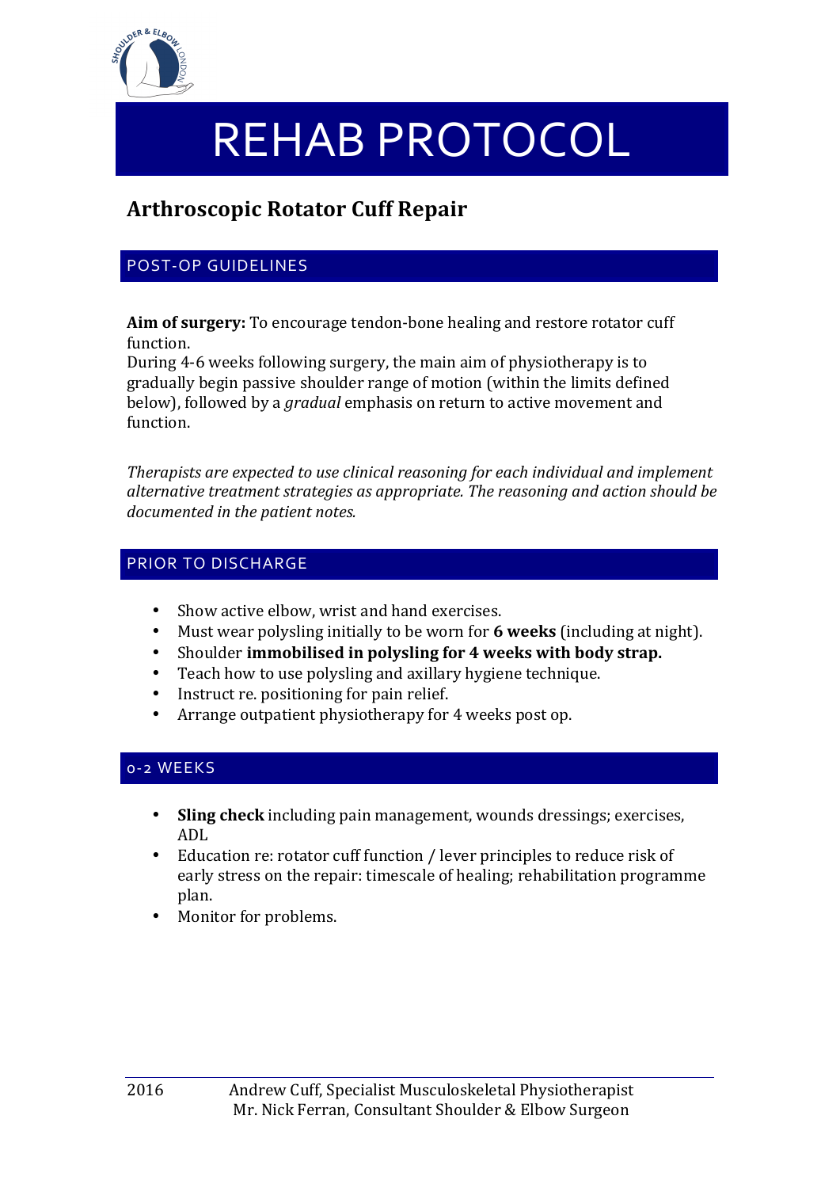# REHAB PROTOCOL

## Arthroscopic Rotator Cuff Repair

### POST-OP GUIDELINES

**Aim of surgery:** To encourage tendon-bone healing and restore rotator cuff function.
During 4-6 weeks following surgery, the main aim of physiotherapy is to gradually begin passive shoulder range of motion (within the limits defined below), followed by a *gradual* emphasis on return to active movement and function.

*Therapists are expected to use clinical reasoning for each individual and implement alternative treatment strategies as appropriate. The reasoning and action should be documented in the patient notes.*

### PRIOR TO DISCHARGE

- Show active elbow, wrist and hand exercises.
- Must wear polysling initially to be worn for **6 weeks** (including at night).
- Shoulder **immobilised in polysling for 4 weeks with body strap.**
- Teach how to use polysling and axillary hygiene technique.
- Instruct re. positioning for pain relief.
- Arrange outpatient physiotherapy for 4 weeks post op.

### 0-2 WEEKS

- **Sling check** including pain management, wounds dressings; exercises, ADL
- Education re: rotator cuff function / lever principles to reduce risk of early stress on the repair: timescale of healing; rehabilitation programme plan.
- Monitor for problems.

2016 Andrew Cuff, Specialist Musculoskeletal Physiotherapist
Mr. Nick Ferran, Consultant Shoulder & Elbow Surgeon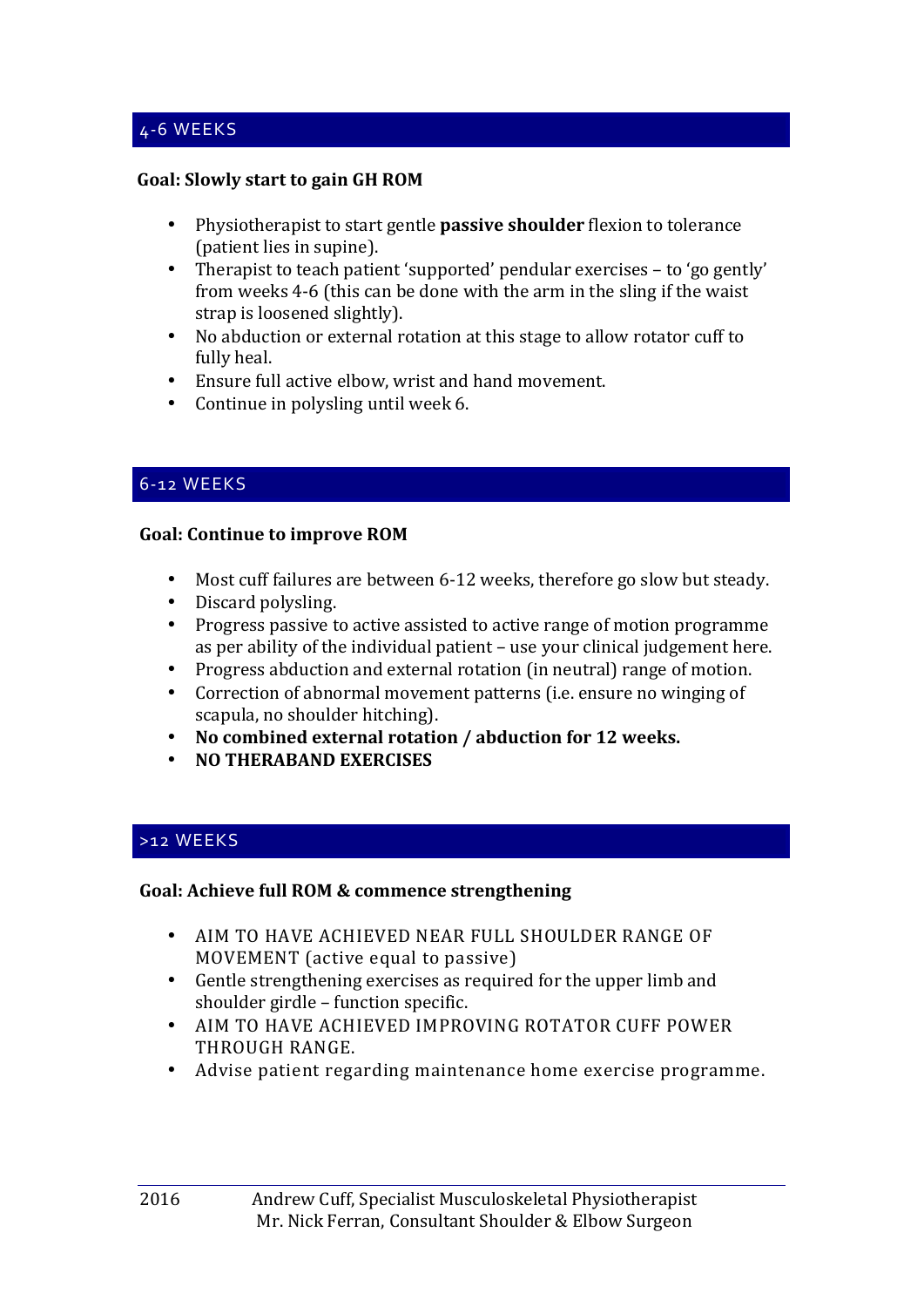## 4-6 WEEKS

**Goal: Slowly start to gain GH ROM**

- Physiotherapist to start gentle **passive shoulder** flexion to tolerance (patient lies in supine).
- Therapist to teach patient 'supported' pendular exercises – to 'go gently' from weeks 4-6 (this can be done with the arm in the sling if the waist strap is loosened slightly).
- No abduction or external rotation at this stage to allow rotator cuff to fully heal.
- Ensure full active elbow, wrist and hand movement.
- Continue in polysling until week 6.

## 6-12 WEEKS

**Goal: Continue to improve ROM**

- Most cuff failures are between 6-12 weeks, therefore go slow but steady.
- Discard polysling.
- Progress passive to active assisted to active range of motion programme as per ability of the individual patient – use your clinical judgement here.
- Progress abduction and external rotation (in neutral) range of motion.
- Correction of abnormal movement patterns (i.e. ensure no winging of scapula, no shoulder hitching).
- **No combined external rotation / abduction for 12 weeks.**
- **NO THERABAND EXERCISES**

## >12 WEEKS

**Goal: Achieve full ROM & commence strengthening**

- AIM TO HAVE ACHIEVED NEAR FULL SHOULDER RANGE OF MOVEMENT (active equal to passive)
- Gentle strengthening exercises as required for the upper limb and shoulder girdle – function specific.
- AIM TO HAVE ACHIEVED IMPROVING ROTATOR CUFF POWER THROUGH RANGE.
- Advise patient regarding maintenance home exercise programme.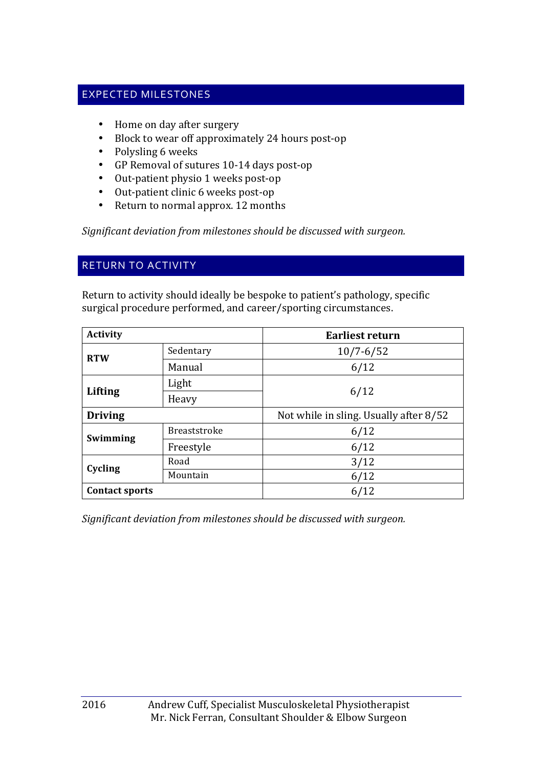## EXPECTED MILESTONES

- Home on day after surgery
- Block to wear off approximately 24 hours post-op
- Polysling 6 weeks
- GP Removal of sutures 10-14 days post-op
- Out-patient physio 1 weeks post-op
- Out-patient clinic 6 weeks post-op
- Return to normal approx. 12 months

*Significant deviation from milestones should be discussed with surgeon.*

## RETURN TO ACTIVITY

Return to activity should ideally be bespoke to patient's pathology, specific surgical procedure performed, and career/sporting circumstances.

| Activity | | Earliest return |
|---|---|---|
| **RTW** | Sedentary | 10/7-6/52 |
| | Manual | 6/12 |
| **Lifting** | Light | 6/12 |
| | Heavy | |
| **Driving** | | Not while in sling. Usually after 8/52 |
| **Swimming** | Breaststroke | 6/12 |
| | Freestyle | 6/12 |
| **Cycling** | Road | 3/12 |
| | Mountain | 6/12 |
| **Contact sports** | | 6/12 |

*Significant deviation from milestones should be discussed with surgeon.*

2016 Andrew Cuff, Specialist Musculoskeletal Physiotherapist
Mr. Nick Ferran, Consultant Shoulder & Elbow Surgeon